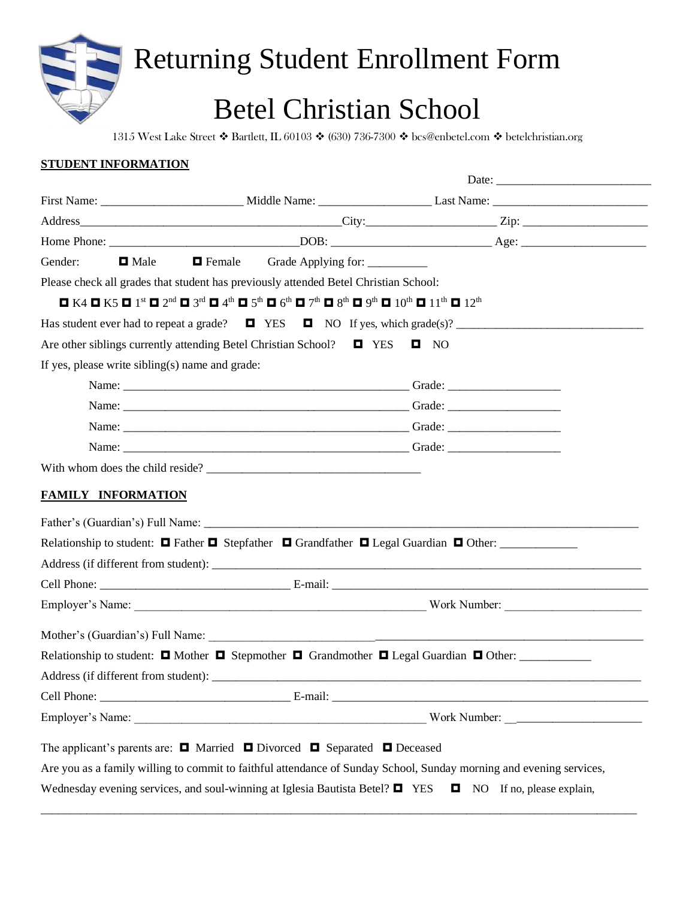# Returning Student Enrollment Form

# Betel Christian School

1315 West Lake Street ❖ Bartlett, IL 60103 ❖ (630) 736-7300 ❖ bcs@enbetel.com ❖ betelchristian.org

**STUDENT INFORMATION**

Date: ___________________________

First Name: ________________________ Middle Name: ___________________ Last Name: ___________________________

Address_____________________________________________City:______________________ Zip: _____________________

Home Phone: ________________________________DOB: ___________________________ Age: _____________________

Gender: ◘ Male ◘ Female Grade Applying for: __________

Please check all grades that student has previously attended Betel Christian School:

◘ K4 ◘ K5 ◘ 1st ◘ 2nd ◘ 3rd ◘ 4th ◘ 5th ◘ 6th ◘ 7th ◘ 8th ◘ 9th ◘ 10th ◘ 11th ◘ 12th

Has student ever had to repeat a grade? ◘ YES ◘ NO If yes, which grade(s)? ________________________________

Are other siblings currently attending Betel Christian School? ◘ YES ◘ NO

If yes, please write sibling(s) name and grade:

Name: __________________________________________________ Grade: ___________________

Name: __________________________________________________ Grade: ___________________

Name: __________________________________________________ Grade: ___________________

Name: __________________________________________________ Grade: ___________________

With whom does the child reside? _____________________________________

**FAMILY INFORMATION**

Father's (Guardian's) Full Name: ____________________________________________________________________________

Relationship to student: ◘ Father ◘ Stepfather ◘ Grandfather ◘ Legal Guardian ◘ Other: _____________

Address (if different from student): __________________________________________________________________________

Cell Phone: ________________________________ E-mail: _____________________________________________________

Employer's Name: __________________________________________________ Work Number: _______________________

Mother's (Guardian's) Full Name: ____________________________________________________________________________

Relationship to student: ◘ Mother ◘ Stepmother ◘ Grandmother ◘ Legal Guardian ◘ Other: ____________

Address (if different from student): __________________________________________________________________________

Cell Phone: ________________________________ E-mail: _____________________________________________________

Employer's Name: __________________________________________________ Work Number: _______________________

The applicant's parents are: ◘ Married ◘ Divorced ◘ Separated ◘ Deceased

Are you as a family willing to commit to faithful attendance of Sunday School, Sunday morning and evening services, Wednesday evening services, and soul-winning at Iglesia Bautista Betel? ◘ YES ◘ NO If no, please explain,

______________________________________________________________________________________________________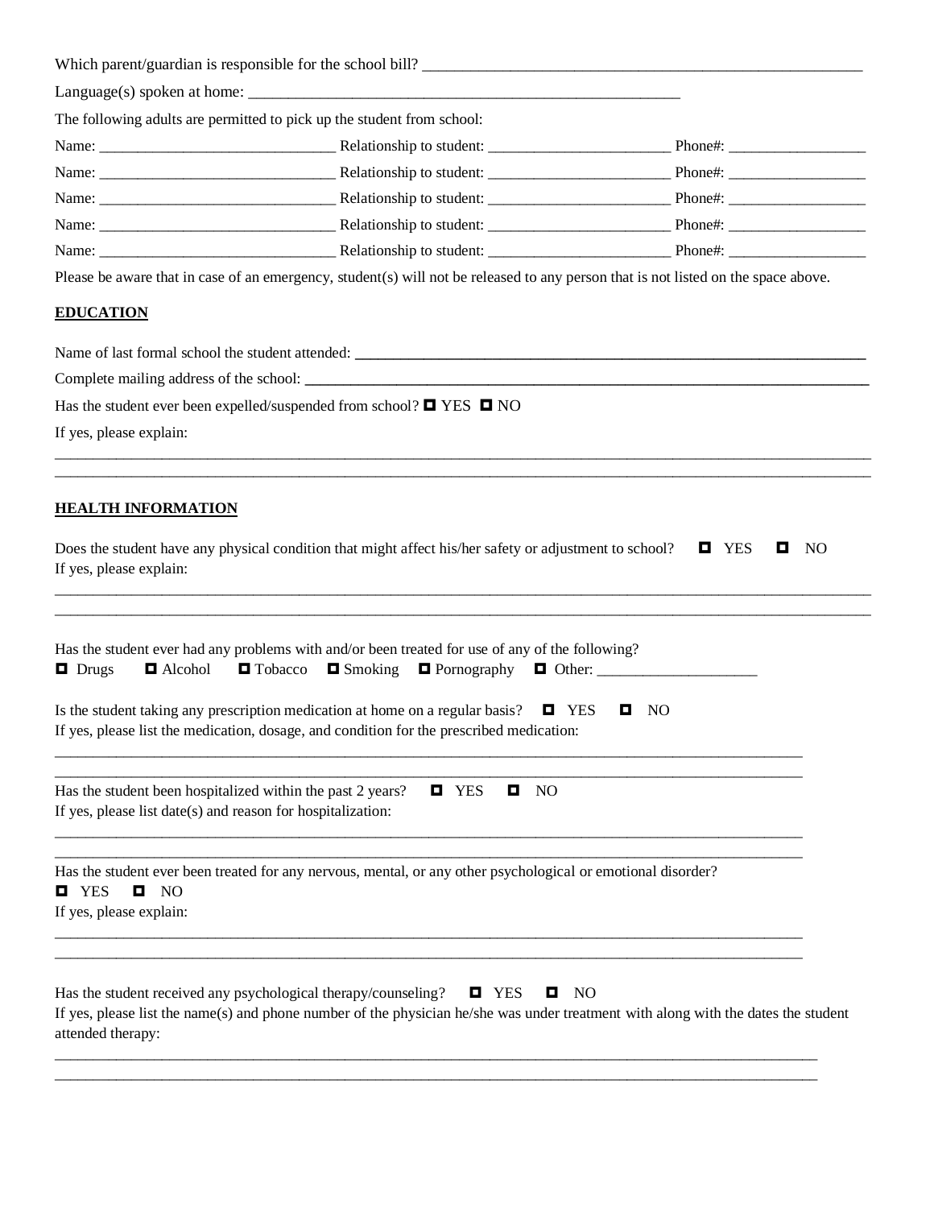Which parent/guardian is responsible for the school bill? ___________________________________________________________

Language(s) spoken at home: ___________________________________________________________

The following adults are permitted to pick up the student from school:

Name: _______________________________ Relationship to student: ________________________ Phone#: __________________

Name: _______________________________ Relationship to student: ________________________ Phone#: __________________

Name: _______________________________ Relationship to student: ________________________ Phone#: __________________

Name: _______________________________ Relationship to student: ________________________ Phone#: __________________

Name: _______________________________ Relationship to student: ________________________ Phone#: __________________

Please be aware that in case of an emergency, student(s) will not be released to any person that is not listed on the space above.

**EDUCATION**

Name of last formal school the student attended: ______________________________________________________________________

Complete mailing address of the school: ______________________________________________________________________________

Has the student ever been expelled/suspended from school? ☐ YES ☐ NO

If yes, please explain:

______________________________________________________________________________________________________________

______________________________________________________________________________________________________________

**HEALTH INFORMATION**

Does the student have any physical condition that might affect his/her safety or adjustment to school? ☐ YES ☐ NO
If yes, please explain:

______________________________________________________________________________________________________________

______________________________________________________________________________________________________________

Has the student ever had any problems with and/or been treated for use of any of the following?
☐ Drugs ☐ Alcohol ☐ Tobacco ☐ Smoking ☐ Pornography ☐ Other: ______________________

Is the student taking any prescription medication at home on a regular basis? ☐ YES ☐ NO
If yes, please list the medication, dosage, and condition for the prescribed medication:

______________________________________________________________________________________________________

______________________________________________________________________________________________________

Has the student been hospitalized within the past 2 years? ☐ YES ☐ NO
If yes, please list date(s) and reason for hospitalization:

______________________________________________________________________________________________________

______________________________________________________________________________________________________

Has the student ever been treated for any nervous, mental, or any other psychological or emotional disorder?
☐ YES ☐ NO
If yes, please explain:

______________________________________________________________________________________________________

______________________________________________________________________________________________________

Has the student received any psychological therapy/counseling? ☐ YES ☐ NO
If yes, please list the name(s) and phone number of the physician he/she was under treatment with along with the dates the student attended therapy:

________________________________________________________________________________________________________

________________________________________________________________________________________________________